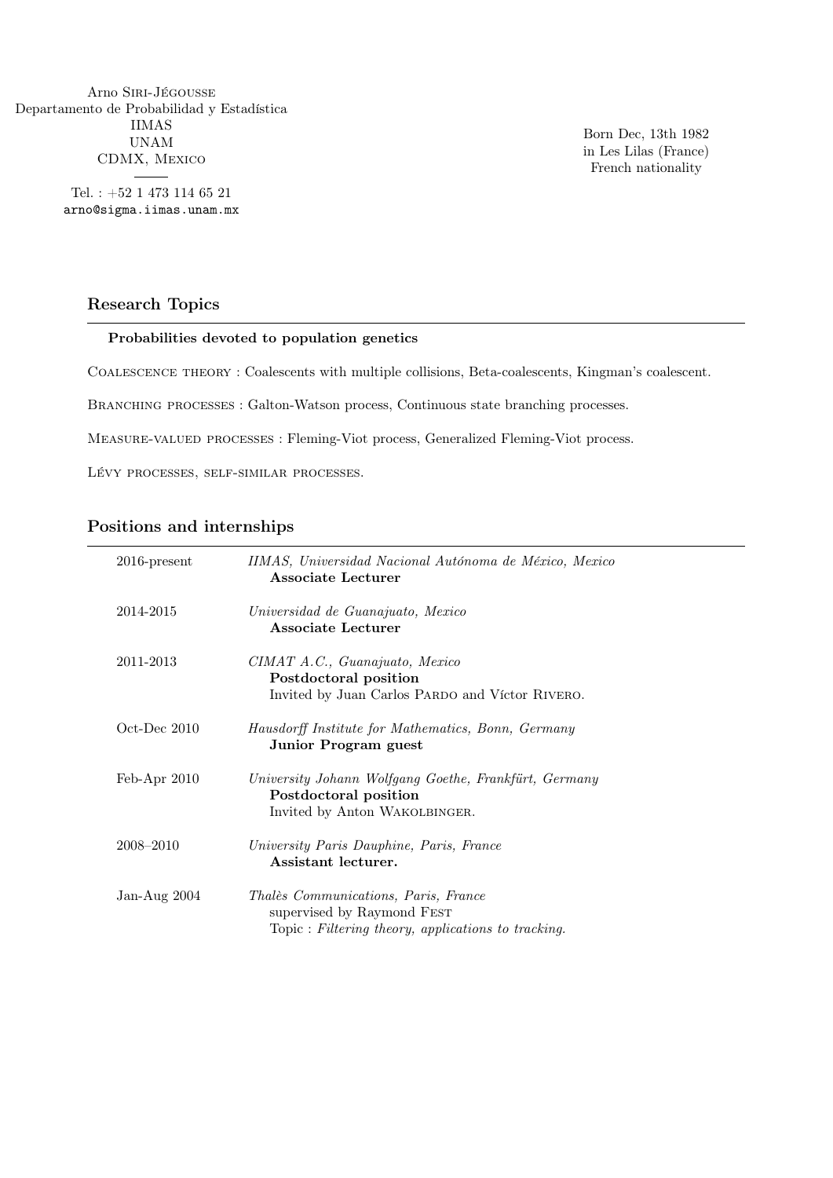Arno Siri-Jégousse
Departamento de Probabilidad y Estadística
IIMAS
UNAM
CDMX, Mexico

Tel. : +52 1 473 114 65 21
arno@sigma.iimas.unam.mx

Born Dec, 13th 1982
in Les Lilas (France)
French nationality

## Research Topics

**Probabilities devoted to population genetics**

Coalescence theory : Coalescents with multiple collisions, Beta-coalescents, Kingman's coalescent.

Branching processes : Galton-Watson process, Continuous state branching processes.

Measure-valued processes : Fleming-Viot process, Generalized Fleming-Viot process.

Lévy processes, self-similar processes.

## Positions and internships

| | |
|---|---|
| 2016-present | *IIMAS, Universidad Nacional Autónoma de México, Mexico*<br>**Associate Lecturer** |
| 2014-2015 | *Universidad de Guanajuato, Mexico*<br>**Associate Lecturer** |
| 2011-2013 | *CIMAT A.C., Guanajuato, Mexico*<br>**Postdoctoral position**<br>Invited by Juan Carlos Pardo and Víctor Rivero. |
| Oct-Dec 2010 | *Hausdorff Institute for Mathematics, Bonn, Germany*<br>**Junior Program guest** |
| Feb-Apr 2010 | *University Johann Wolfgang Goethe, Frankfürt, Germany*<br>**Postdoctoral position**<br>Invited by Anton Wakolbinger. |
| 2008–2010 | *University Paris Dauphine, Paris, France*<br>**Assistant lecturer.** |
| Jan-Aug 2004 | *Thalès Communications, Paris, France*<br>supervised by Raymond Fest<br>Topic : *Filtering theory, applications to tracking.* |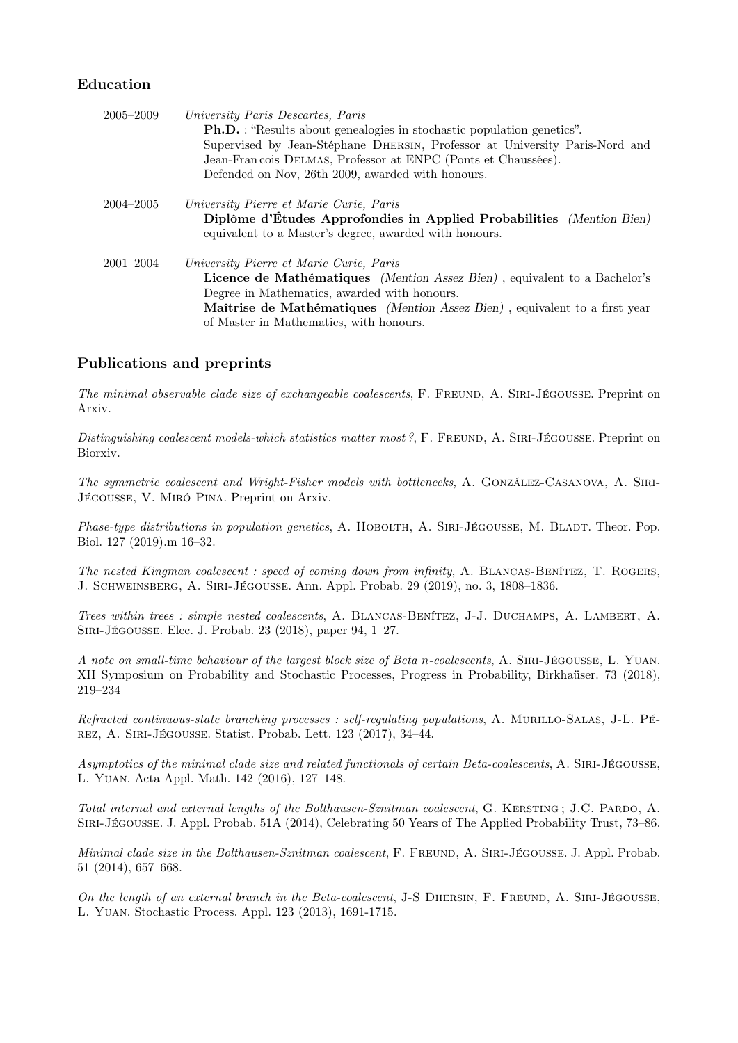## Education

| | |
|---|---|
| 2005–2009 | *University Paris Descartes, Paris* <br> **Ph.D.** : "Results about genealogies in stochastic population genetics". <br> Supervised by Jean-Stéphane Dhersin, Professor at University Paris-Nord and Jean-Fran cois Delmas, Professor at ENPC (Ponts et Chaussées). <br> Defended on Nov, 26th 2009, awarded with honours. |
| 2004–2005 | *University Pierre et Marie Curie, Paris* <br> **Diplôme d'Études Approfondies in Applied Probabilities** *(Mention Bien)* equivalent to a Master's degree, awarded with honours. |
| 2001–2004 | *University Pierre et Marie Curie, Paris* <br> **Licence de Mathématiques** *(Mention Assez Bien)* , equivalent to a Bachelor's Degree in Mathematics, awarded with honours. <br> **Maîtrise de Mathématiques** *(Mention Assez Bien)* , equivalent to a first year of Master in Mathematics, with honours. |

## Publications and preprints

*The minimal observable clade size of exchangeable coalescents*, F. Freund, A. Siri-Jégousse. Preprint on Arxiv.

*Distinguishing coalescent models-which statistics matter most ?*, F. Freund, A. Siri-Jégousse. Preprint on Biorxiv.

*The symmetric coalescent and Wright-Fisher models with bottlenecks*, A. González-Casanova, A. Siri-Jégousse, V. Miró Pina. Preprint on Arxiv.

*Phase-type distributions in population genetics*, A. Hobolth, A. Siri-Jégousse, M. Bladt. Theor. Pop. Biol. 127 (2019).m 16–32.

*The nested Kingman coalescent : speed of coming down from infinity*, A. Blancas-Benítez, T. Rogers, J. Schweinsberg, A. Siri-Jégousse. Ann. Appl. Probab. 29 (2019), no. 3, 1808–1836.

*Trees within trees : simple nested coalescents*, A. Blancas-Benítez, J-J. Duchamps, A. Lambert, A. Siri-Jégousse. Elec. J. Probab. 23 (2018), paper 94, 1–27.

*A note on small-time behaviour of the largest block size of Beta n-coalescents*, A. Siri-Jégousse, L. Yuan. XII Symposium on Probability and Stochastic Processes, Progress in Probability, Birkhaüser. 73 (2018), 219–234

*Refracted continuous-state branching processes : self-regulating populations*, A. Murillo-Salas, J-L. Pérez, A. Siri-Jégousse. Statist. Probab. Lett. 123 (2017), 34–44.

*Asymptotics of the minimal clade size and related functionals of certain Beta-coalescents*, A. Siri-Jégousse, L. Yuan. Acta Appl. Math. 142 (2016), 127–148.

*Total internal and external lengths of the Bolthausen-Sznitman coalescent*, G. Kersting ; J.C. Pardo, A. Siri-Jégousse. J. Appl. Probab. 51A (2014), Celebrating 50 Years of The Applied Probability Trust, 73–86.

*Minimal clade size in the Bolthausen-Sznitman coalescent*, F. Freund, A. Siri-Jégousse. J. Appl. Probab. 51 (2014), 657–668.

*On the length of an external branch in the Beta-coalescent*, J-S Dhersin, F. Freund, A. Siri-Jégousse, L. Yuan. Stochastic Process. Appl. 123 (2013), 1691-1715.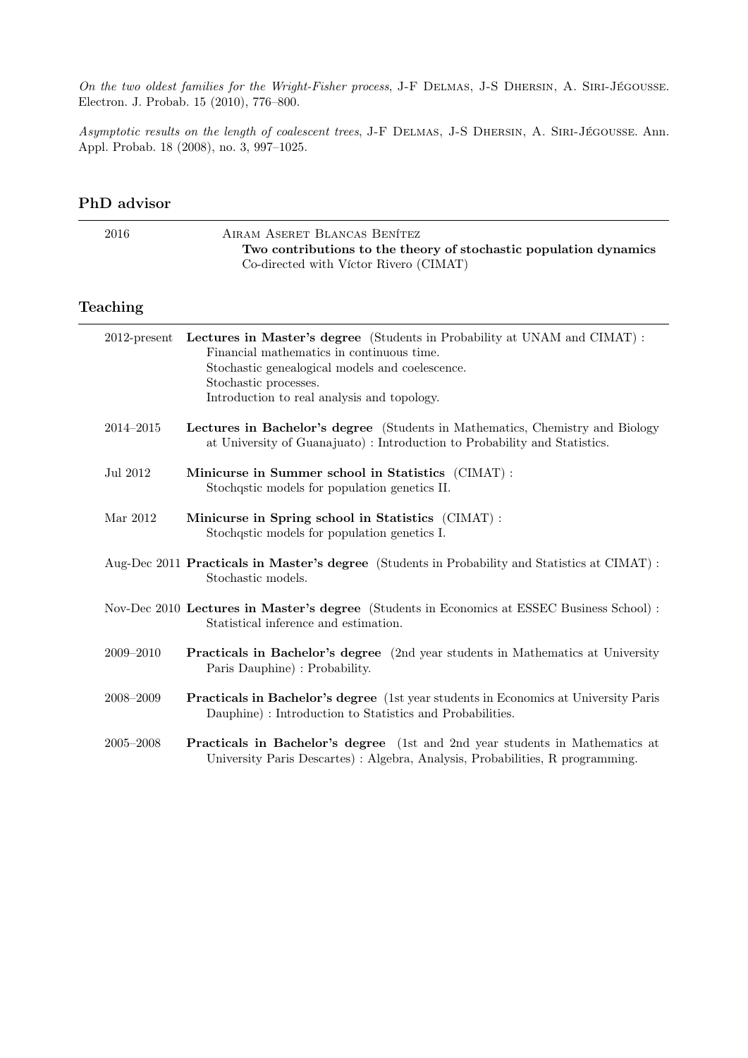*On the two oldest families for the Wright-Fisher process*, J-F Delmas, J-S Dhersin, A. Siri-Jégousse. Electron. J. Probab. 15 (2010), 776–800.

*Asymptotic results on the length of coalescent trees*, J-F Delmas, J-S Dhersin, A. Siri-Jégousse. Ann. Appl. Probab. 18 (2008), no. 3, 997–1025.

## PhD advisor

2016 Airam Aseret Blancas Benítez
**Two contributions to the theory of stochastic population dynamics**
Co-directed with Víctor Rivero (CIMAT)

## Teaching

2012-present **Lectures in Master's degree** (Students in Probability at UNAM and CIMAT) :
Financial mathematics in continuous time.
Stochastic genealogical models and coelescence.
Stochastic processes.
Introduction to real analysis and topology.

2014–2015 **Lectures in Bachelor's degree** (Students in Mathematics, Chemistry and Biology at University of Guanajuato) : Introduction to Probability and Statistics.

Jul 2012 **Minicurse in Summer school in Statistics** (CIMAT) :
Stochqstic models for population genetics II.

Mar 2012 **Minicurse in Spring school in Statistics** (CIMAT) :
Stochqstic models for population genetics I.

Aug-Dec 2011 **Practicals in Master's degree** (Students in Probability and Statistics at CIMAT) :
Stochastic models.

Nov-Dec 2010 **Lectures in Master's degree** (Students in Economics at ESSEC Business School) :
Statistical inference and estimation.

2009–2010 **Practicals in Bachelor's degree** (2nd year students in Mathematics at University Paris Dauphine) : Probability.

2008–2009 **Practicals in Bachelor's degree** (1st year students in Economics at University Paris Dauphine) : Introduction to Statistics and Probabilities.

2005–2008 **Practicals in Bachelor's degree** (1st and 2nd year students in Mathematics at University Paris Descartes) : Algebra, Analysis, Probabilities, R programming.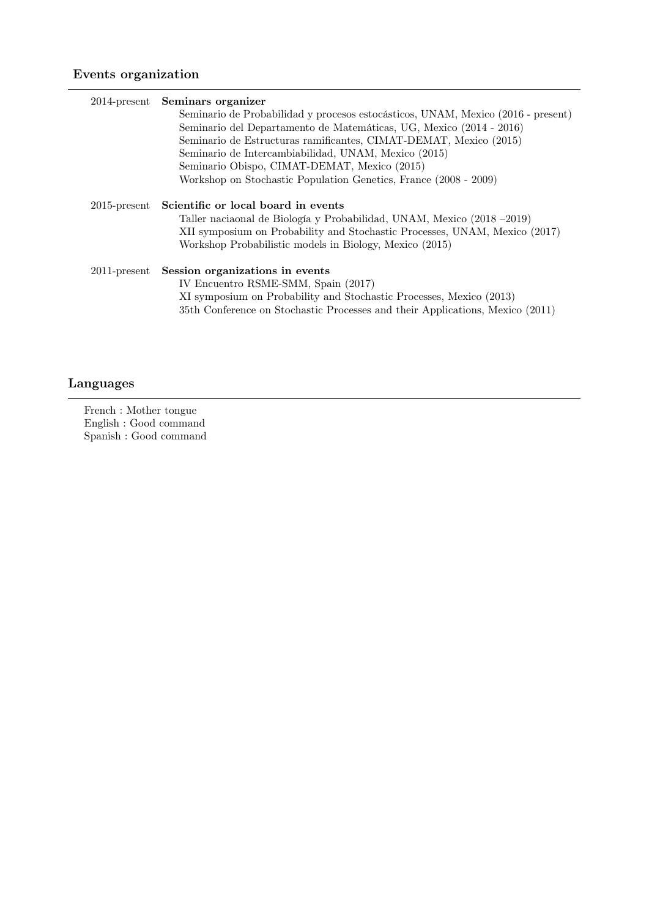## Events organization

2014-present **Seminars organizer**

Seminario de Probabilidad y procesos estocásticos, UNAM, Mexico (2016 - present)
Seminario del Departamento de Matemáticas, UG, Mexico (2014 - 2016)
Seminario de Estructuras ramificantes, CIMAT-DEMAT, Mexico (2015)
Seminario de Intercambiabilidad, UNAM, Mexico (2015)
Seminario Obispo, CIMAT-DEMAT, Mexico (2015)
Workshop on Stochastic Population Genetics, France (2008 - 2009)

2015-present **Scientific or local board in events**

Taller naciaonal de Biología y Probabilidad, UNAM, Mexico (2018 –2019)
XII symposium on Probability and Stochastic Processes, UNAM, Mexico (2017)
Workshop Probabilistic models in Biology, Mexico (2015)

2011-present **Session organizations in events**

IV Encuentro RSME-SMM, Spain (2017)
XI symposium on Probability and Stochastic Processes, Mexico (2013)
35th Conference on Stochastic Processes and their Applications, Mexico (2011)

## Languages

French : Mother tongue
English : Good command
Spanish : Good command